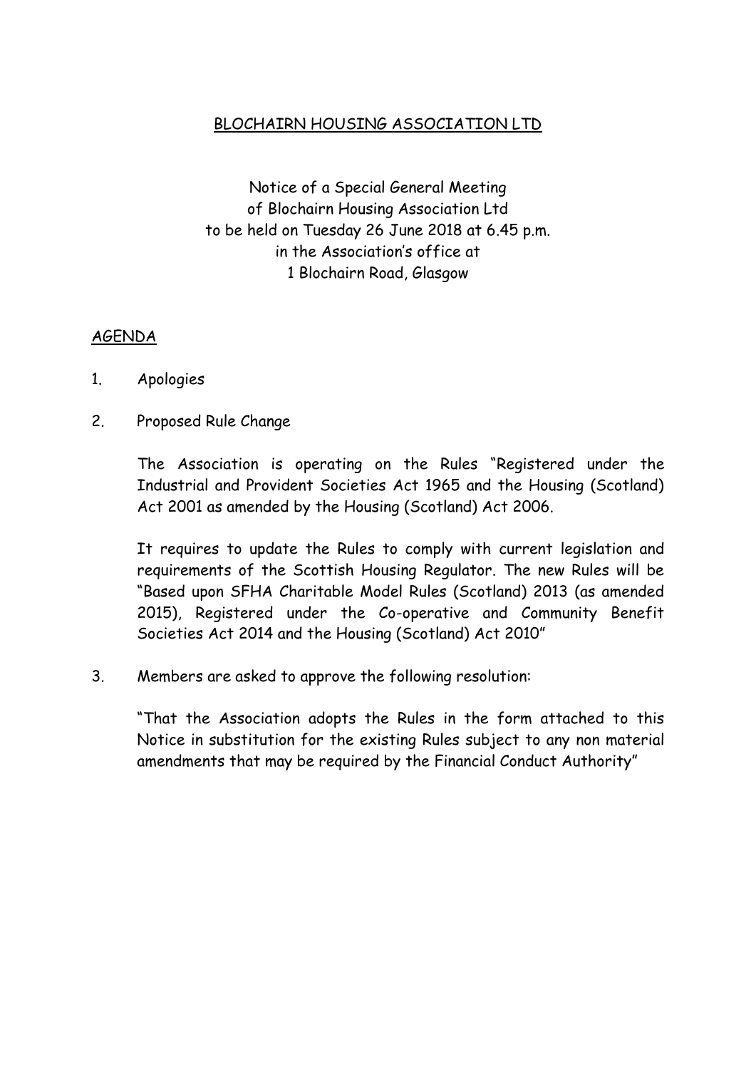# BLOCHAIRN HOUSING ASSOCIATION LTD

Notice of a Special General Meeting
of Blochairn Housing Association Ltd
to be held on Tuesday 26 June 2018 at 6.45 p.m.
in the Association's office at
1 Blochairn Road, Glasgow

## AGENDA

1. Apologies

2. Proposed Rule Change

   The Association is operating on the Rules "Registered under the Industrial and Provident Societies Act 1965 and the Housing (Scotland) Act 2001 as amended by the Housing (Scotland) Act 2006.

   It requires to update the Rules to comply with current legislation and requirements of the Scottish Housing Regulator. The new Rules will be "Based upon SFHA Charitable Model Rules (Scotland) 2013 (as amended 2015), Registered under the Co-operative and Community Benefit Societies Act 2014 and the Housing (Scotland) Act 2010"

3. Members are asked to approve the following resolution:

   "That the Association adopts the Rules in the form attached to this Notice in substitution for the existing Rules subject to any non material amendments that may be required by the Financial Conduct Authority"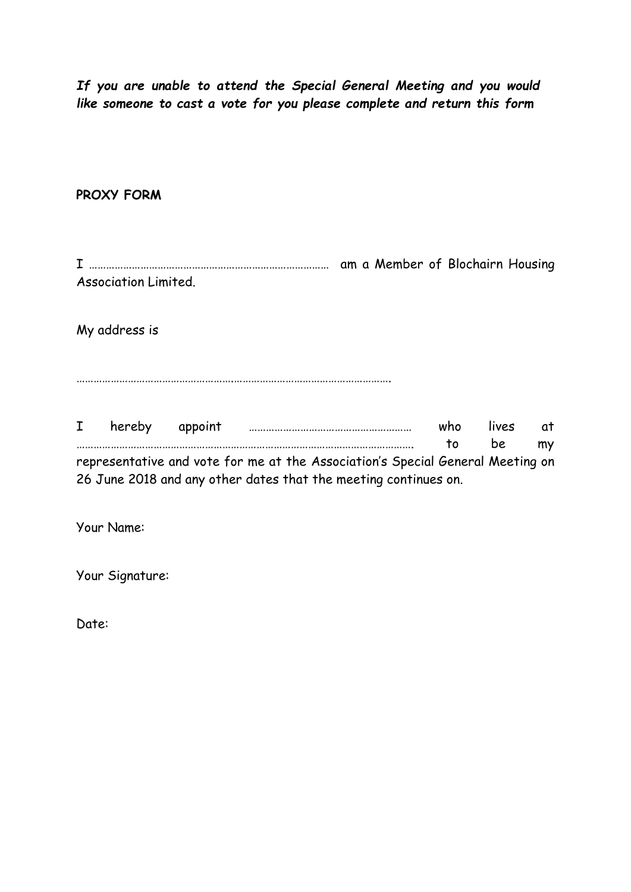***If you are unable to attend the Special General Meeting and you would like someone to cast a vote for you please complete and return this form***

**PROXY FORM**

I ……………………………………………………………………… am a Member of Blochairn Housing Association Limited.

My address is

……………………………………………………………………………………………….

I hereby appoint ………………………………………………… who lives at ………………………………………………………………………………………………. to be my representative and vote for me at the Association's Special General Meeting on 26 June 2018 and any other dates that the meeting continues on.

Your Name:

Your Signature:

Date: